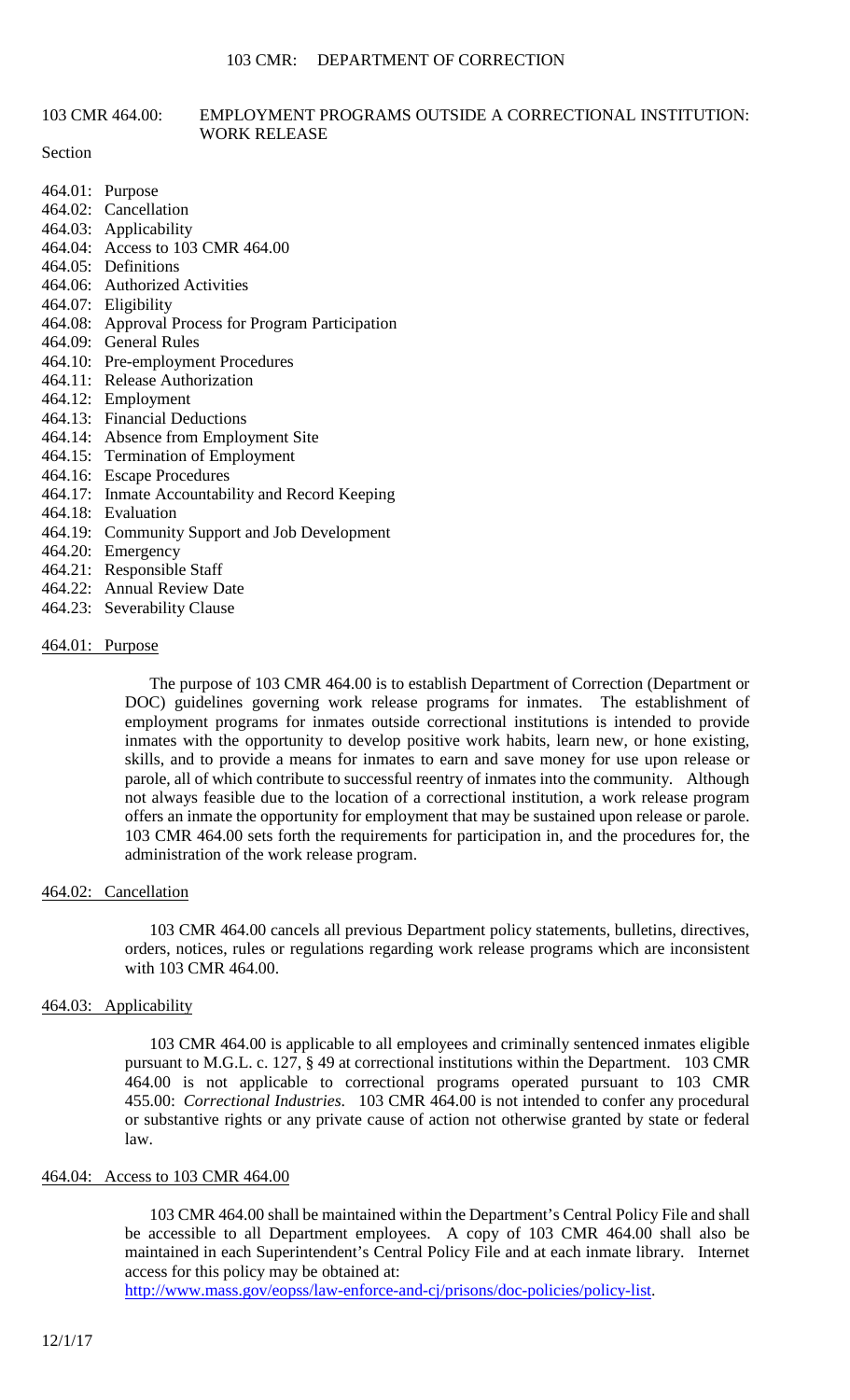# 103 CMR 464.00: EMPLOYMENT PROGRAMS OUTSIDE A CORRECTIONAL INSTITUTION: WORK RELEASE

Section

464.01: Purpose
464.02: Cancellation
464.03: Applicability
464.04: Access to 103 CMR 464.00
464.05: Definitions
464.06: Authorized Activities
464.07: Eligibility
464.08: Approval Process for Program Participation
464.09: General Rules
464.10: Pre-employment Procedures
464.11: Release Authorization
464.12: Employment
464.13: Financial Deductions
464.14: Absence from Employment Site
464.15: Termination of Employment
464.16: Escape Procedures
464.17: Inmate Accountability and Record Keeping
464.18: Evaluation
464.19: Community Support and Job Development
464.20: Emergency
464.21: Responsible Staff
464.22: Annual Review Date
464.23: Severability Clause

## 464.01: Purpose

The purpose of 103 CMR 464.00 is to establish Department of Correction (Department or DOC) guidelines governing work release programs for inmates. The establishment of employment programs for inmates outside correctional institutions is intended to provide inmates with the opportunity to develop positive work habits, learn new, or hone existing, skills, and to provide a means for inmates to earn and save money for use upon release or parole, all of which contribute to successful reentry of inmates into the community. Although not always feasible due to the location of a correctional institution, a work release program offers an inmate the opportunity for employment that may be sustained upon release or parole. 103 CMR 464.00 sets forth the requirements for participation in, and the procedures for, the administration of the work release program.

## 464.02: Cancellation

103 CMR 464.00 cancels all previous Department policy statements, bulletins, directives, orders, notices, rules or regulations regarding work release programs which are inconsistent with 103 CMR 464.00.

## 464.03: Applicability

103 CMR 464.00 is applicable to all employees and criminally sentenced inmates eligible pursuant to M.G.L. c. 127, § 49 at correctional institutions within the Department. 103 CMR 464.00 is not applicable to correctional programs operated pursuant to 103 CMR 455.00: *Correctional Industries*. 103 CMR 464.00 is not intended to confer any procedural or substantive rights or any private cause of action not otherwise granted by state or federal law.

## 464.04: Access to 103 CMR 464.00

103 CMR 464.00 shall be maintained within the Department's Central Policy File and shall be accessible to all Department employees. A copy of 103 CMR 464.00 shall also be maintained in each Superintendent's Central Policy File and at each inmate library. Internet access for this policy may be obtained at:
http://www.mass.gov/eopss/law-enforce-and-cj/prisons/doc-policies/policy-list.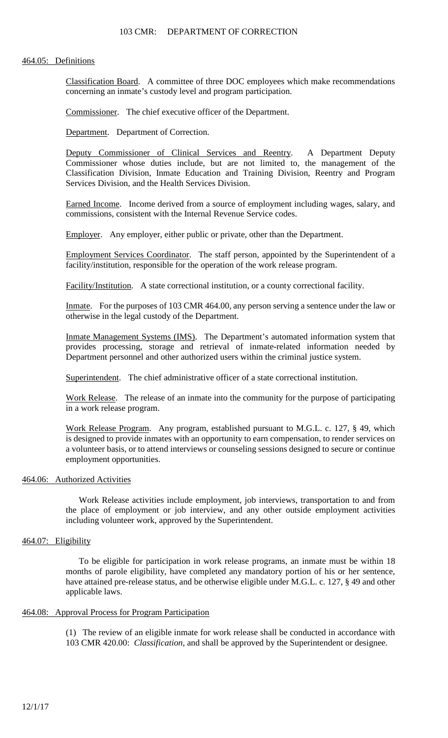## 464.05: Definitions

Classification Board. A committee of three DOC employees which make recommendations concerning an inmate's custody level and program participation.

Commissioner. The chief executive officer of the Department.

Department. Department of Correction.

Deputy Commissioner of Clinical Services and Reentry. A Department Deputy Commissioner whose duties include, but are not limited to, the management of the Classification Division, Inmate Education and Training Division, Reentry and Program Services Division, and the Health Services Division.

Earned Income. Income derived from a source of employment including wages, salary, and commissions, consistent with the Internal Revenue Service codes.

Employer. Any employer, either public or private, other than the Department.

Employment Services Coordinator. The staff person, appointed by the Superintendent of a facility/institution, responsible for the operation of the work release program.

Facility/Institution. A state correctional institution, or a county correctional facility.

Inmate. For the purposes of 103 CMR 464.00, any person serving a sentence under the law or otherwise in the legal custody of the Department.

Inmate Management Systems (IMS). The Department's automated information system that provides processing, storage and retrieval of inmate-related information needed by Department personnel and other authorized users within the criminal justice system.

Superintendent. The chief administrative officer of a state correctional institution.

Work Release. The release of an inmate into the community for the purpose of participating in a work release program.

Work Release Program. Any program, established pursuant to M.G.L. c. 127, § 49, which is designed to provide inmates with an opportunity to earn compensation, to render services on a volunteer basis, or to attend interviews or counseling sessions designed to secure or continue employment opportunities.

## 464.06: Authorized Activities

Work Release activities include employment, job interviews, transportation to and from the place of employment or job interview, and any other outside employment activities including volunteer work, approved by the Superintendent.

## 464.07: Eligibility

To be eligible for participation in work release programs, an inmate must be within 18 months of parole eligibility, have completed any mandatory portion of his or her sentence, have attained pre-release status, and be otherwise eligible under M.G.L. c. 127, § 49 and other applicable laws.

## 464.08: Approval Process for Program Participation

(1) The review of an eligible inmate for work release shall be conducted in accordance with 103 CMR 420.00: *Classification*, and shall be approved by the Superintendent or designee.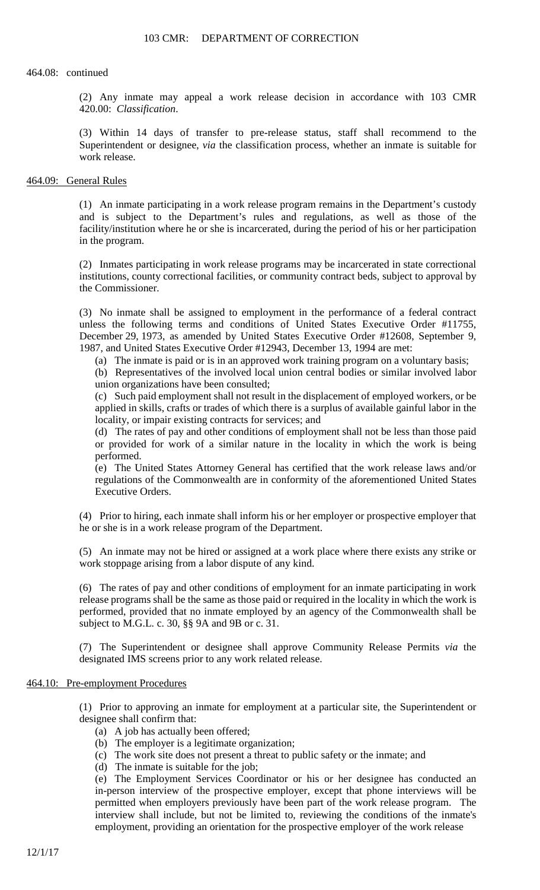464.08: continued

(2) Any inmate may appeal a work release decision in accordance with 103 CMR 420.00: *Classification*.

(3) Within 14 days of transfer to pre-release status, staff shall recommend to the Superintendent or designee, *via* the classification process, whether an inmate is suitable for work release.

## 464.09: General Rules

(1) An inmate participating in a work release program remains in the Department's custody and is subject to the Department's rules and regulations, as well as those of the facility/institution where he or she is incarcerated, during the period of his or her participation in the program.

(2) Inmates participating in work release programs may be incarcerated in state correctional institutions, county correctional facilities, or community contract beds, subject to approval by the Commissioner.

(3) No inmate shall be assigned to employment in the performance of a federal contract unless the following terms and conditions of United States Executive Order #11755, December 29, 1973, as amended by United States Executive Order #12608, September 9, 1987, and United States Executive Order #12943, December 13, 1994 are met:

(a) The inmate is paid or is in an approved work training program on a voluntary basis;

(b) Representatives of the involved local union central bodies or similar involved labor union organizations have been consulted;

(c) Such paid employment shall not result in the displacement of employed workers, or be applied in skills, crafts or trades of which there is a surplus of available gainful labor in the locality, or impair existing contracts for services; and

(d) The rates of pay and other conditions of employment shall not be less than those paid or provided for work of a similar nature in the locality in which the work is being performed.

(e) The United States Attorney General has certified that the work release laws and/or regulations of the Commonwealth are in conformity of the aforementioned United States Executive Orders.

(4) Prior to hiring, each inmate shall inform his or her employer or prospective employer that he or she is in a work release program of the Department.

(5) An inmate may not be hired or assigned at a work place where there exists any strike or work stoppage arising from a labor dispute of any kind.

(6) The rates of pay and other conditions of employment for an inmate participating in work release programs shall be the same as those paid or required in the locality in which the work is performed, provided that no inmate employed by an agency of the Commonwealth shall be subject to M.G.L. c. 30, §§ 9A and 9B or c. 31.

(7) The Superintendent or designee shall approve Community Release Permits *via* the designated IMS screens prior to any work related release.

## 464.10: Pre-employment Procedures

(1) Prior to approving an inmate for employment at a particular site, the Superintendent or designee shall confirm that:

(a) A job has actually been offered;

(b) The employer is a legitimate organization;

(c) The work site does not present a threat to public safety or the inmate; and

(d) The inmate is suitable for the job;

(e) The Employment Services Coordinator or his or her designee has conducted an in-person interview of the prospective employer, except that phone interviews will be permitted when employers previously have been part of the work release program. The interview shall include, but not be limited to, reviewing the conditions of the inmate's employment, providing an orientation for the prospective employer of the work release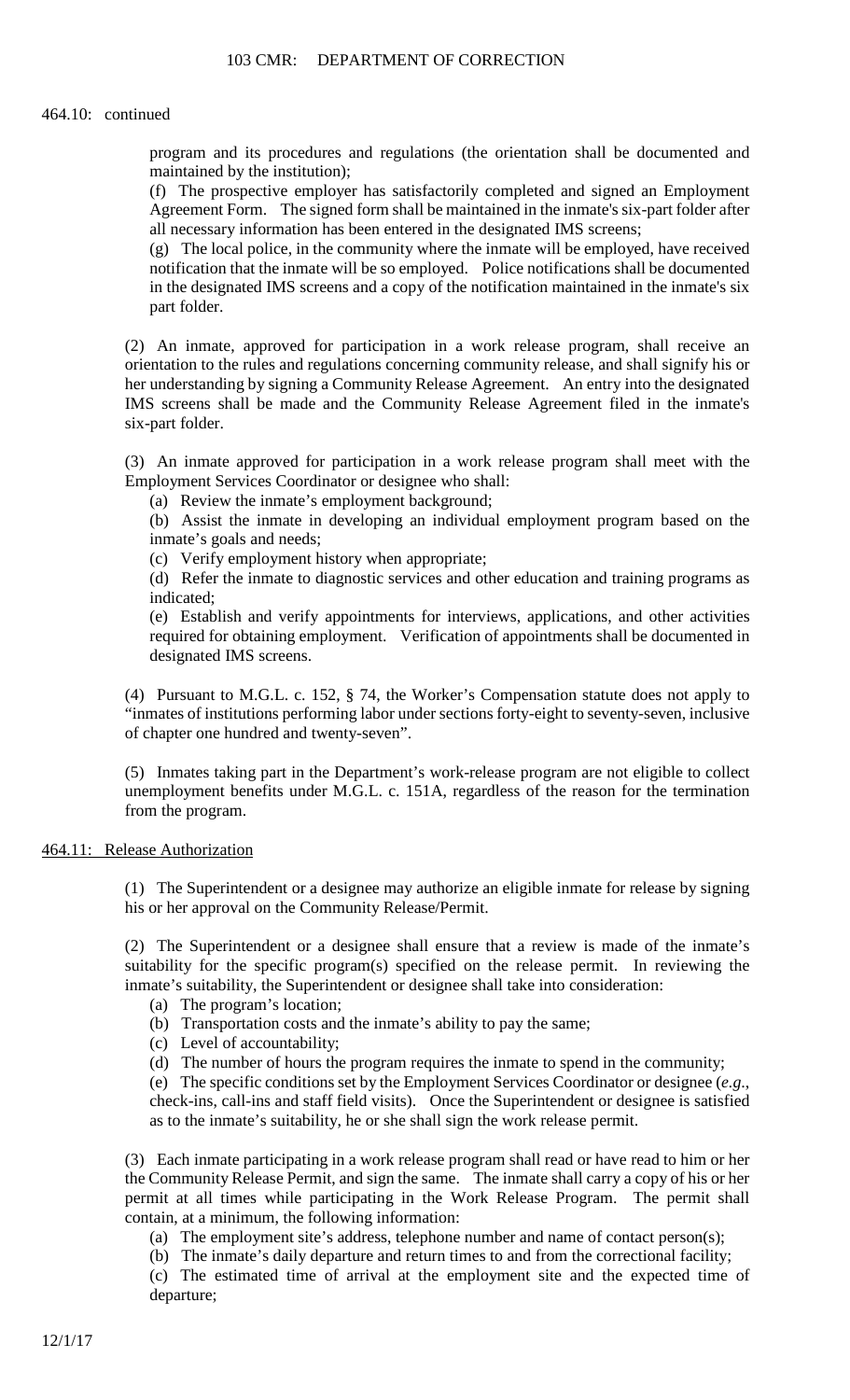464.10: continued

program and its procedures and regulations (the orientation shall be documented and maintained by the institution);

(f) The prospective employer has satisfactorily completed and signed an Employment Agreement Form. The signed form shall be maintained in the inmate's six-part folder after all necessary information has been entered in the designated IMS screens;

(g) The local police, in the community where the inmate will be employed, have received notification that the inmate will be so employed. Police notifications shall be documented in the designated IMS screens and a copy of the notification maintained in the inmate's six part folder.

(2) An inmate, approved for participation in a work release program, shall receive an orientation to the rules and regulations concerning community release, and shall signify his or her understanding by signing a Community Release Agreement. An entry into the designated IMS screens shall be made and the Community Release Agreement filed in the inmate's six-part folder.

(3) An inmate approved for participation in a work release program shall meet with the Employment Services Coordinator or designee who shall:

(a) Review the inmate's employment background;

(b) Assist the inmate in developing an individual employment program based on the inmate's goals and needs;

(c) Verify employment history when appropriate;

(d) Refer the inmate to diagnostic services and other education and training programs as indicated;

(e) Establish and verify appointments for interviews, applications, and other activities required for obtaining employment. Verification of appointments shall be documented in designated IMS screens.

(4) Pursuant to M.G.L. c. 152, § 74, the Worker's Compensation statute does not apply to "inmates of institutions performing labor under sections forty-eight to seventy-seven, inclusive of chapter one hundred and twenty-seven".

(5) Inmates taking part in the Department's work-release program are not eligible to collect unemployment benefits under M.G.L. c. 151A, regardless of the reason for the termination from the program.

464.11: Release Authorization

(1) The Superintendent or a designee may authorize an eligible inmate for release by signing his or her approval on the Community Release/Permit.

(2) The Superintendent or a designee shall ensure that a review is made of the inmate's suitability for the specific program(s) specified on the release permit. In reviewing the inmate's suitability, the Superintendent or designee shall take into consideration:

(a) The program's location;

(b) Transportation costs and the inmate's ability to pay the same;

(c) Level of accountability;

(d) The number of hours the program requires the inmate to spend in the community;

(e) The specific conditions set by the Employment Services Coordinator or designee (*e.g.*, check-ins, call-ins and staff field visits). Once the Superintendent or designee is satisfied as to the inmate's suitability, he or she shall sign the work release permit.

(3) Each inmate participating in a work release program shall read or have read to him or her the Community Release Permit, and sign the same. The inmate shall carry a copy of his or her permit at all times while participating in the Work Release Program. The permit shall contain, at a minimum, the following information:

(a) The employment site's address, telephone number and name of contact person(s);

(b) The inmate's daily departure and return times to and from the correctional facility;

(c) The estimated time of arrival at the employment site and the expected time of departure;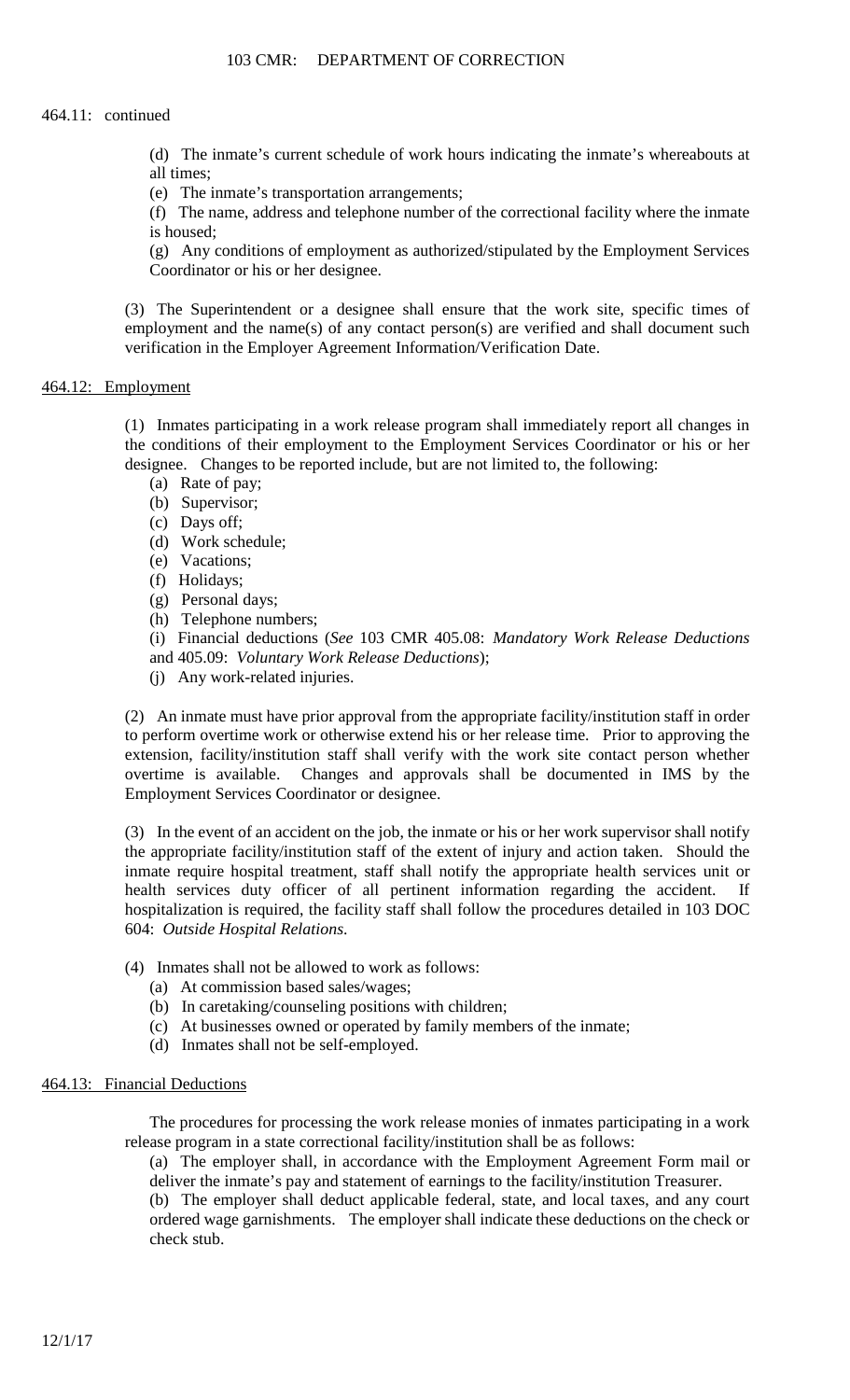464.11: continued

(d) The inmate's current schedule of work hours indicating the inmate's whereabouts at all times;

(e) The inmate's transportation arrangements;

(f) The name, address and telephone number of the correctional facility where the inmate is housed;

(g) Any conditions of employment as authorized/stipulated by the Employment Services Coordinator or his or her designee.

(3) The Superintendent or a designee shall ensure that the work site, specific times of employment and the name(s) of any contact person(s) are verified and shall document such verification in the Employer Agreement Information/Verification Date.

## 464.12: Employment

(1) Inmates participating in a work release program shall immediately report all changes in the conditions of their employment to the Employment Services Coordinator or his or her designee. Changes to be reported include, but are not limited to, the following:

(a) Rate of pay;
(b) Supervisor;
(c) Days off;
(d) Work schedule;
(e) Vacations;
(f) Holidays;
(g) Personal days;
(h) Telephone numbers;
(i) Financial deductions (*See* 103 CMR 405.08: *Mandatory Work Release Deductions* and 405.09: *Voluntary Work Release Deductions*);
(j) Any work-related injuries.

(2) An inmate must have prior approval from the appropriate facility/institution staff in order to perform overtime work or otherwise extend his or her release time. Prior to approving the extension, facility/institution staff shall verify with the work site contact person whether overtime is available. Changes and approvals shall be documented in IMS by the Employment Services Coordinator or designee.

(3) In the event of an accident on the job, the inmate or his or her work supervisor shall notify the appropriate facility/institution staff of the extent of injury and action taken. Should the inmate require hospital treatment, staff shall notify the appropriate health services unit or health services duty officer of all pertinent information regarding the accident. If hospitalization is required, the facility staff shall follow the procedures detailed in 103 DOC 604: *Outside Hospital Relations*.

(4) Inmates shall not be allowed to work as follows:

(a) At commission based sales/wages;
(b) In caretaking/counseling positions with children;
(c) At businesses owned or operated by family members of the inmate;
(d) Inmates shall not be self-employed.

## 464.13: Financial Deductions

The procedures for processing the work release monies of inmates participating in a work release program in a state correctional facility/institution shall be as follows:

(a) The employer shall, in accordance with the Employment Agreement Form mail or deliver the inmate's pay and statement of earnings to the facility/institution Treasurer.

(b) The employer shall deduct applicable federal, state, and local taxes, and any court ordered wage garnishments. The employer shall indicate these deductions on the check or check stub.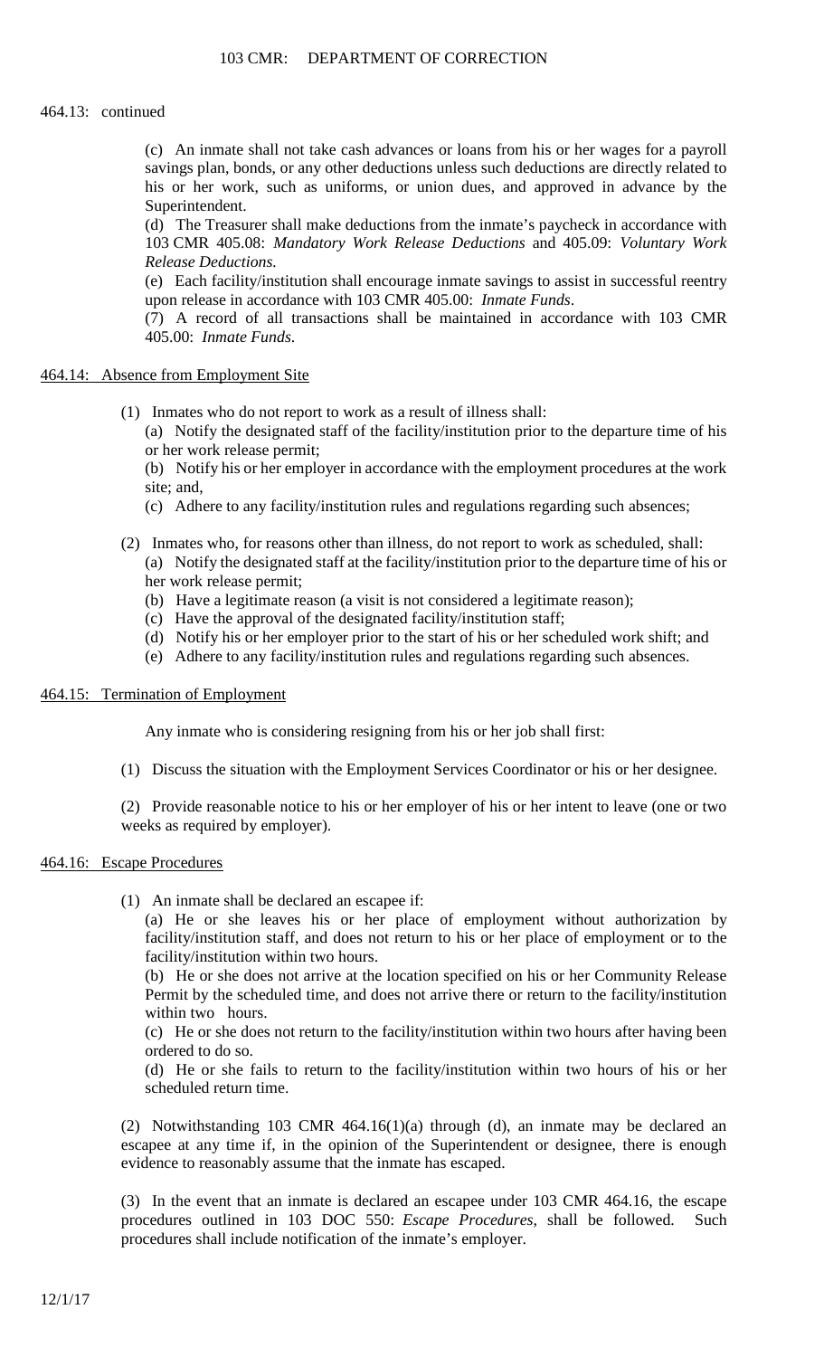464.13: continued

(c) An inmate shall not take cash advances or loans from his or her wages for a payroll savings plan, bonds, or any other deductions unless such deductions are directly related to his or her work, such as uniforms, or union dues, and approved in advance by the Superintendent.

(d) The Treasurer shall make deductions from the inmate's paycheck in accordance with 103 CMR 405.08: *Mandatory Work Release Deductions* and 405.09: *Voluntary Work Release Deductions.*

(e) Each facility/institution shall encourage inmate savings to assist in successful reentry upon release in accordance with 103 CMR 405.00: *Inmate Funds*.

(7) A record of all transactions shall be maintained in accordance with 103 CMR 405.00: *Inmate Funds*.

## 464.14: Absence from Employment Site

(1) Inmates who do not report to work as a result of illness shall:

(a) Notify the designated staff of the facility/institution prior to the departure time of his or her work release permit;

(b) Notify his or her employer in accordance with the employment procedures at the work site; and,

(c) Adhere to any facility/institution rules and regulations regarding such absences;

(2) Inmates who, for reasons other than illness, do not report to work as scheduled, shall:

(a) Notify the designated staff at the facility/institution prior to the departure time of his or her work release permit;

(b) Have a legitimate reason (a visit is not considered a legitimate reason);

(c) Have the approval of the designated facility/institution staff;

(d) Notify his or her employer prior to the start of his or her scheduled work shift; and

(e) Adhere to any facility/institution rules and regulations regarding such absences.

## 464.15: Termination of Employment

Any inmate who is considering resigning from his or her job shall first:

(1) Discuss the situation with the Employment Services Coordinator or his or her designee.

(2) Provide reasonable notice to his or her employer of his or her intent to leave (one or two weeks as required by employer).

## 464.16: Escape Procedures

(1) An inmate shall be declared an escapee if:

(a) He or she leaves his or her place of employment without authorization by facility/institution staff, and does not return to his or her place of employment or to the facility/institution within two hours.

(b) He or she does not arrive at the location specified on his or her Community Release Permit by the scheduled time, and does not arrive there or return to the facility/institution within two hours.

(c) He or she does not return to the facility/institution within two hours after having been ordered to do so.

(d) He or she fails to return to the facility/institution within two hours of his or her scheduled return time.

(2) Notwithstanding 103 CMR 464.16(1)(a) through (d), an inmate may be declared an escapee at any time if, in the opinion of the Superintendent or designee, there is enough evidence to reasonably assume that the inmate has escaped.

(3) In the event that an inmate is declared an escapee under 103 CMR 464.16, the escape procedures outlined in 103 DOC 550: *Escape Procedures*, shall be followed. Such procedures shall include notification of the inmate's employer.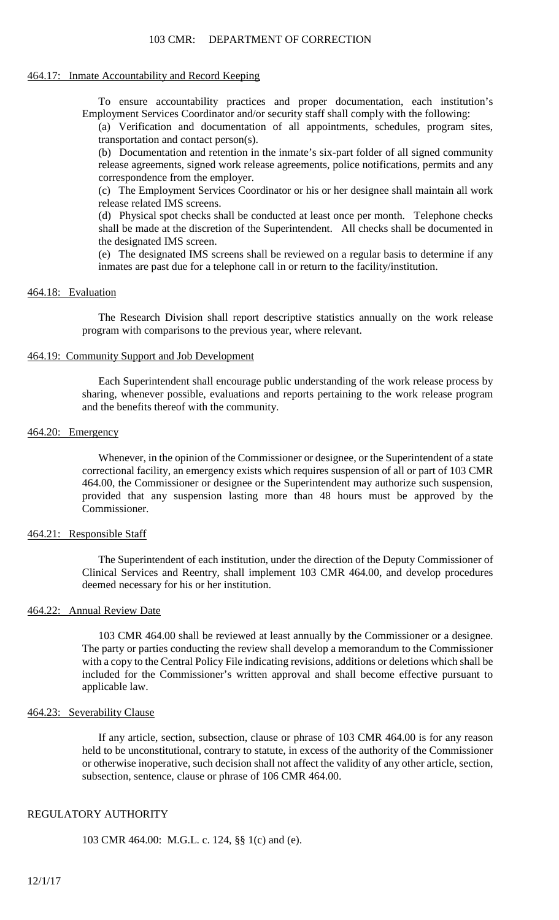## 464.17: Inmate Accountability and Record Keeping

To ensure accountability practices and proper documentation, each institution's Employment Services Coordinator and/or security staff shall comply with the following:

(a) Verification and documentation of all appointments, schedules, program sites, transportation and contact person(s).

(b) Documentation and retention in the inmate's six-part folder of all signed community release agreements, signed work release agreements, police notifications, permits and any correspondence from the employer.

(c) The Employment Services Coordinator or his or her designee shall maintain all work release related IMS screens.

(d) Physical spot checks shall be conducted at least once per month. Telephone checks shall be made at the discretion of the Superintendent. All checks shall be documented in the designated IMS screen.

(e) The designated IMS screens shall be reviewed on a regular basis to determine if any inmates are past due for a telephone call in or return to the facility/institution.

## 464.18: Evaluation

The Research Division shall report descriptive statistics annually on the work release program with comparisons to the previous year, where relevant.

## 464.19: Community Support and Job Development

Each Superintendent shall encourage public understanding of the work release process by sharing, whenever possible, evaluations and reports pertaining to the work release program and the benefits thereof with the community.

## 464.20: Emergency

Whenever, in the opinion of the Commissioner or designee, or the Superintendent of a state correctional facility, an emergency exists which requires suspension of all or part of 103 CMR 464.00, the Commissioner or designee or the Superintendent may authorize such suspension, provided that any suspension lasting more than 48 hours must be approved by the Commissioner.

## 464.21: Responsible Staff

The Superintendent of each institution, under the direction of the Deputy Commissioner of Clinical Services and Reentry, shall implement 103 CMR 464.00, and develop procedures deemed necessary for his or her institution.

## 464.22: Annual Review Date

103 CMR 464.00 shall be reviewed at least annually by the Commissioner or a designee. The party or parties conducting the review shall develop a memorandum to the Commissioner with a copy to the Central Policy File indicating revisions, additions or deletions which shall be included for the Commissioner's written approval and shall become effective pursuant to applicable law.

## 464.23: Severability Clause

If any article, section, subsection, clause or phrase of 103 CMR 464.00 is for any reason held to be unconstitutional, contrary to statute, in excess of the authority of the Commissioner or otherwise inoperative, such decision shall not affect the validity of any other article, section, subsection, sentence, clause or phrase of 106 CMR 464.00.

## REGULATORY AUTHORITY

103 CMR 464.00: M.G.L. c. 124, §§ 1(c) and (e).